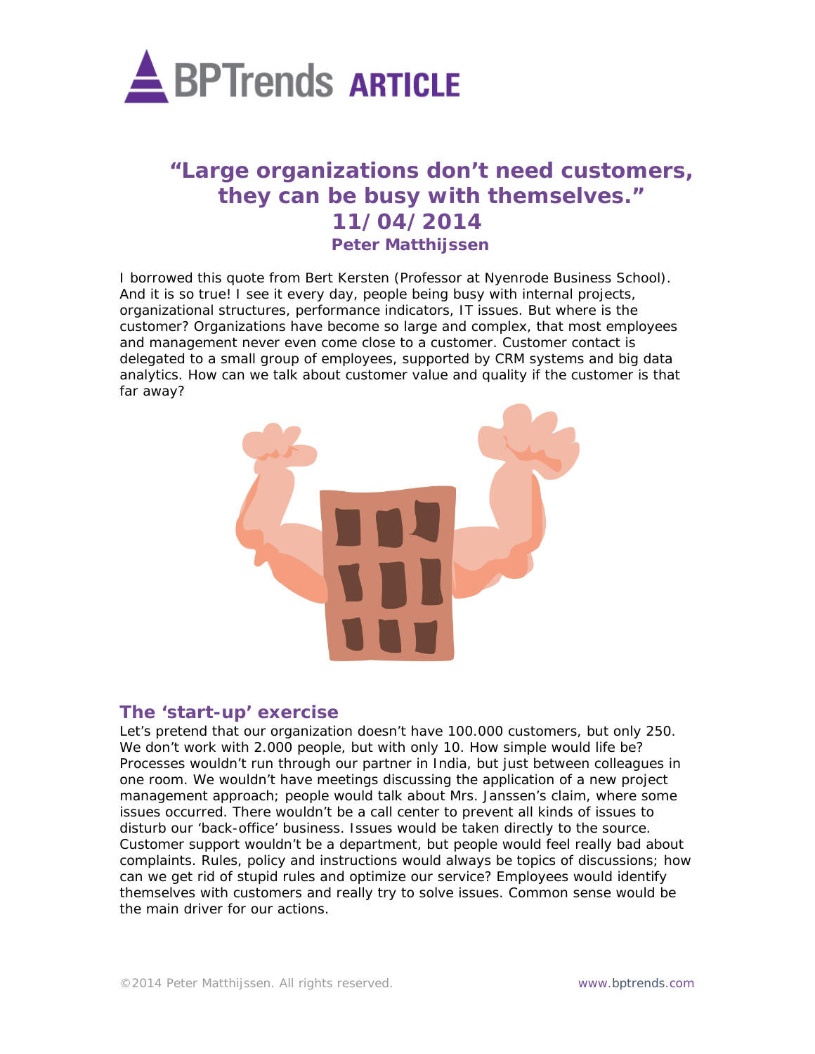# “Large organizations don’t need customers, they can be busy with themselves.”

**11/04/2014**

**Peter Matthijssen**

I borrowed this quote from Bert Kersten (Professor at Nyenrode Business School). And it is so true! I see it every day, people being busy with internal projects, organizational structures, performance indicators, IT issues. But where is the customer? Organizations have become so large and complex, that most employees and management never even come close to a customer. Customer contact is delegated to a small group of employees, supported by CRM systems and big data analytics. How can we talk about customer value and quality if the customer is that far away?

## The ‘start-up’ exercise

Let’s pretend that our organization doesn’t have 100.000 customers, but only 250. We don’t work with 2.000 people, but with only 10. How simple would life be? Processes wouldn’t run through our partner in India, but just between colleagues in one room. We wouldn’t have meetings discussing the application of a new project management approach; people would talk about Mrs. Janssen’s claim, where some issues occurred. There wouldn’t be a call center to prevent all kinds of issues to disturb our ‘back-office’ business. Issues would be taken directly to the source. Customer support wouldn’t be a department, but people would feel really bad about complaints. Rules, policy and instructions would always be topics of discussions; how can we get rid of stupid rules and optimize our service? Employees would identify themselves with customers and really try to solve issues. Common sense would be the main driver for our actions.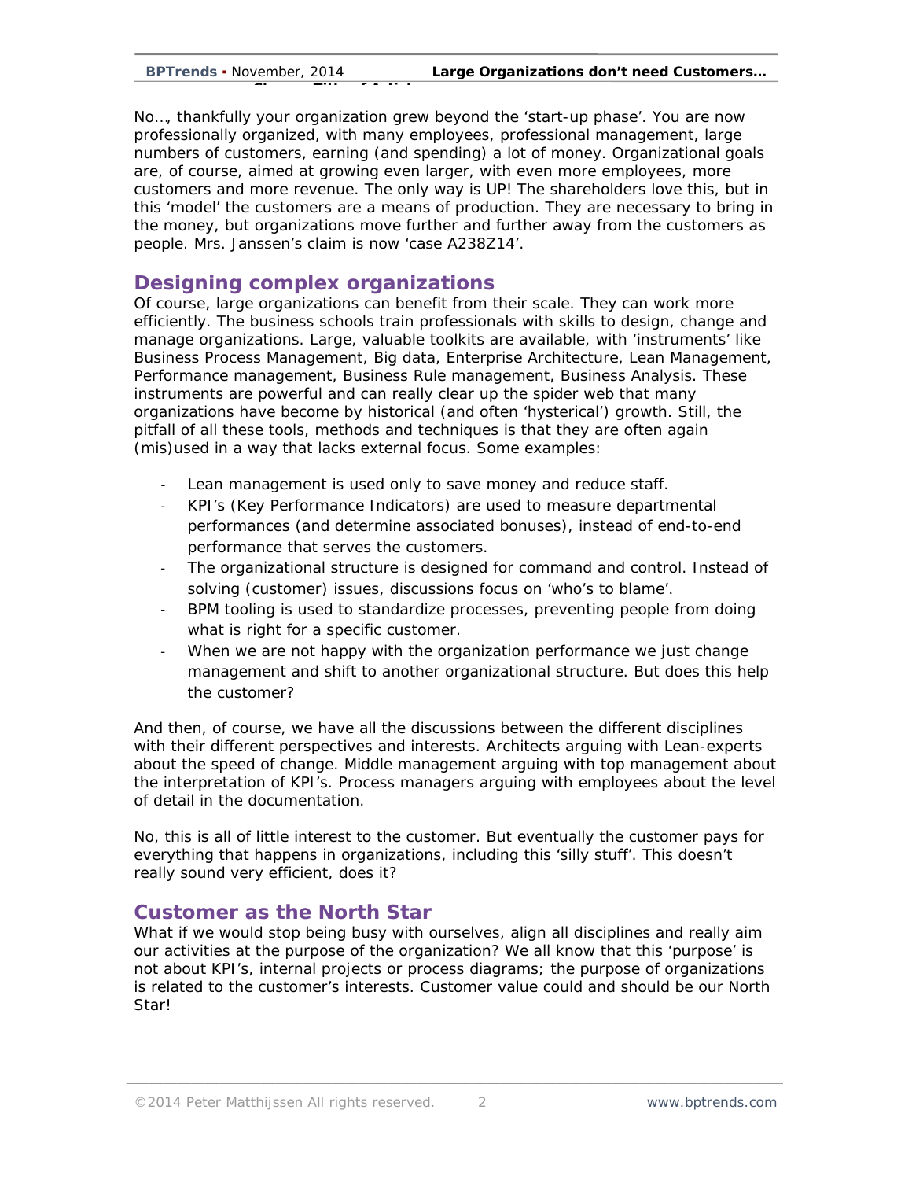No…, thankfully your organization grew beyond the 'start-up phase'. You are now professionally organized, with many employees, professional management, large numbers of customers, earning (and spending) a lot of money. Organizational goals are, of course, aimed at growing even larger, with even more employees, more customers and more revenue. The only way is UP! The shareholders love this, but in this 'model' the customers are a means of production. They are necessary to bring in the money, but organizations move further and further away from the customers as people. Mrs. Janssen's claim is now 'case A238Z14'.

## Designing complex organizations

Of course, large organizations can benefit from their scale. They can work more efficiently. The business schools train professionals with skills to design, change and manage organizations. Large, valuable toolkits are available, with 'instruments' like Business Process Management, Big data, Enterprise Architecture, Lean Management, Performance management, Business Rule management, Business Analysis. These instruments are powerful and can really clear up the spider web that many organizations have become by historical (and often 'hysterical') growth. Still, the pitfall of all these tools, methods and techniques is that they are often again (mis)used in a way that lacks external focus. Some examples:

- Lean management is used only to save money and reduce staff.
- KPI's (Key Performance Indicators) are used to measure departmental performances (and determine associated bonuses), instead of end-to-end performance that serves the customers.
- The organizational structure is designed for command and control. Instead of solving (customer) issues, discussions focus on 'who's to blame'.
- BPM tooling is used to standardize processes, preventing people from doing what is right for a specific customer.
- When we are not happy with the organization performance we just change management and shift to another organizational structure. But does this help the customer?

And then, of course, we have all the discussions between the different disciplines with their different perspectives and interests. Architects arguing with Lean-experts about the speed of change. Middle management arguing with top management about the interpretation of KPI's. Process managers arguing with employees about the level of detail in the documentation.

No, this is all of little interest to the customer. But eventually the customer pays for everything that happens in organizations, including this 'silly stuff'. This doesn't really sound very efficient, does it?

## Customer as the North Star

What if we would stop being busy with ourselves, align all disciplines and really aim our activities at the purpose of the organization? We all know that this 'purpose' is not about KPI's, internal projects or process diagrams; the purpose of organizations is related to the customer's interests. Customer value could and should be our North Star!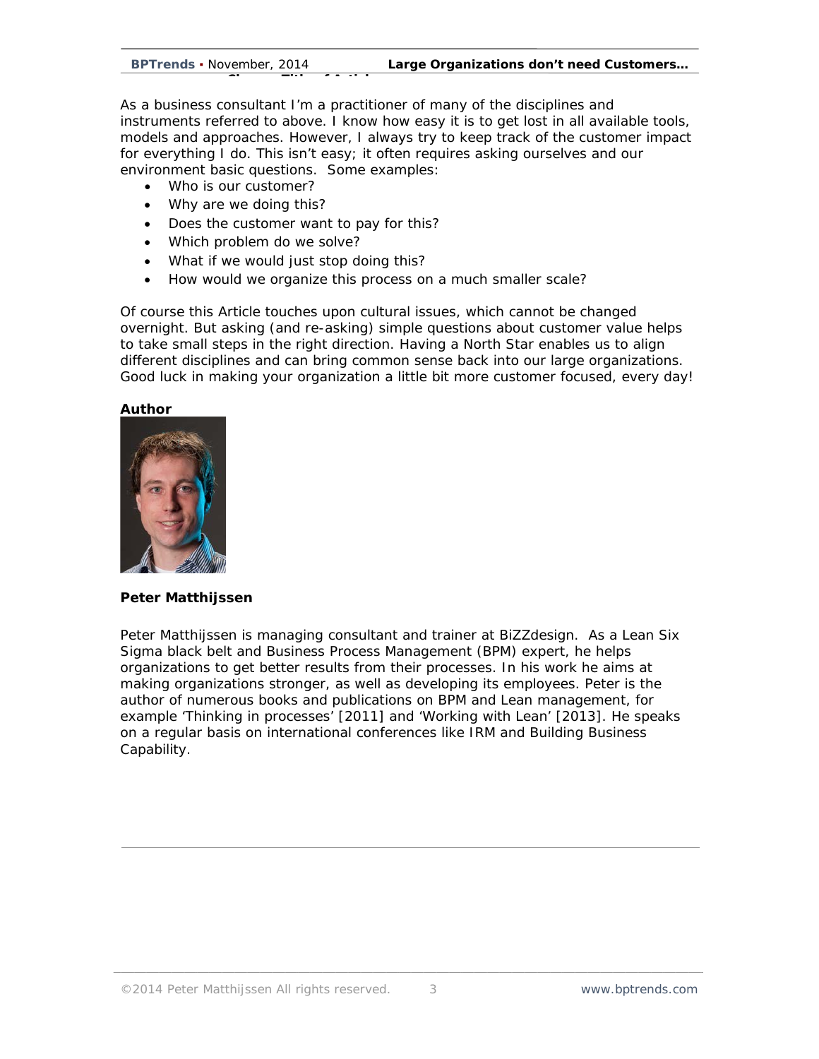As a business consultant I'm a practitioner of many of the disciplines and instruments referred to above. I know how easy it is to get lost in all available tools, models and approaches. However, I always try to keep track of the customer impact for everything I do. This isn't easy; it often requires asking ourselves and our environment basic questions. Some examples:

- Who is our customer?
- Why are we doing this?
- Does the customer want to pay for this?
- Which problem do we solve?
- What if we would just stop doing this?
- How would we organize this process on a much smaller scale?

Of course this Article touches upon cultural issues, which cannot be changed overnight. But asking (and re-asking) simple questions about customer value helps to take small steps in the right direction. Having a North Star enables us to align different disciplines and can bring common sense back into our large organizations. Good luck in making your organization a little bit more customer focused, every day!

**Author**

**Peter Matthijssen**

Peter Matthijssen is managing consultant and trainer at BiZZdesign. As a Lean Six Sigma black belt and Business Process Management (BPM) expert, he helps organizations to get better results from their processes. In his work he aims at making organizations stronger, as well as developing its employees. Peter is the author of numerous books and publications on BPM and Lean management, for example 'Thinking in processes' [2011] and 'Working with Lean' [2013]. He speaks on a regular basis on international conferences like IRM and Building Business Capability.